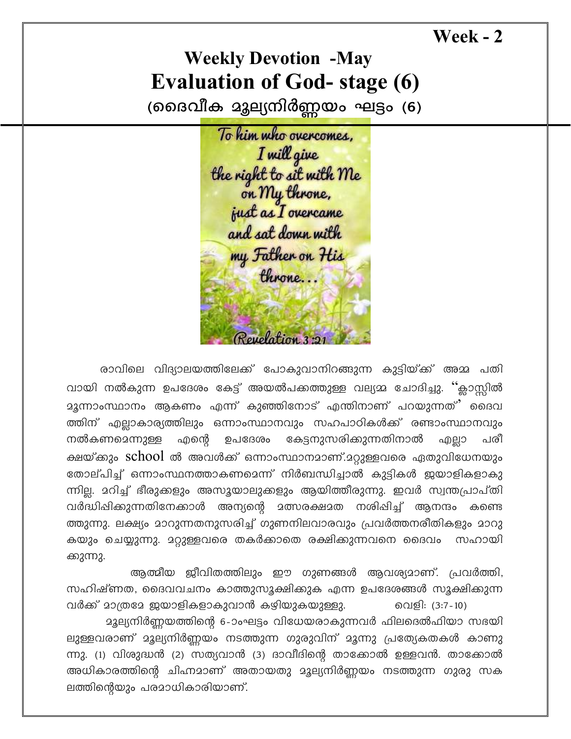Week - 2

# Weekly Devotion -May

# Evaluation of God- stage (6)

## (ദൈവീക മൂല്യനിർണ്ണയം ഘട്ടം (6)

> To him who overcomes, I will give the right to sit with Me on My throne, just as I overcame and sat down with my Father on His throne...
>
> Revelation 3:21

രാവിലെ വിദ്യാലയത്തിലേക്ക് പോകുവാനിറങ്ങുന്ന കുട്ടിയ്ക്ക് അമ്മ പതിവായി നൽകുന്ന ഉപദേശം കേട്ട് അയൽപക്കത്തുള്ള വല്യമ്മ ചോദിച്ചു. "ക്ലാസ്സിൽ മൂന്നാംസ്ഥാനം ആകണം എന്ന് കുഞ്ഞിനോട് എന്തിനാണ് പറയുന്നത്" ദൈവത്തിന് എല്ലാകാര്യത്തിലും ഒന്നാംസ്ഥാനവും സഹപാഠികൾക്ക് രണ്ടാംസ്ഥാനവും നൽകണമെന്നുള്ള എന്റെ ഉപദേശം കേട്ടനുസരിക്കുന്നതിനാൽ എല്ലാ പരീക്ഷയ്ക്കും school ൽ അവൾക്ക് ഒന്നാംസ്ഥാനമാണ്.മറ്റുള്ളവരെ ഏതുവിധേനയും തോല്പിച്ച് ഒന്നാംസ്ഥനത്താകണമെന്ന് നിർബന്ധിച്ചാൽ കുട്ടികൾ ജയാളികളാകുന്നില്ല. മറിച്ച് ഭീരുക്കളും അസൂയാലുക്കളും ആയിത്തീരുന്നു. ഇവർ സ്വന്തപ്രാപ്തി വർദ്ധിപ്പിക്കുന്നതിനേക്കാൾ അന്യന്റെ മത്സരക്ഷമത നശിപ്പിച്ച് ആനന്ദം കണ്ടെത്തുന്നു. ലക്ഷ്യം മാറുന്നതനുസരിച്ച് ഗുണനിലവാരവും പ്രവർത്തനരീതികളും മാറുകയും ചെയ്യുന്നു. മറ്റുള്ളവരെ തകർക്കാതെ രക്ഷിക്കുന്നവനെ ദൈവം സഹായിക്കുന്നു.

ആത്മീയ ജീവിതത്തിലും ഈ ഗുണങ്ങൾ ആവശ്യമാണ്. പ്രവർത്തി, സഹിഷ്ണത, ദൈവവചനം കാത്തുസൂക്ഷിക്കുക എന്ന ഉപദേശങ്ങൾ സൂക്ഷിക്കുന്നവർക്ക് മാത്രമേ ജയാളികളാകുവാൻ കഴിയുകയുള്ളു. വെളി: (3:7-10)

മൂല്യനിർണ്ണയത്തിന്റെ 6-ാംഘട്ടം വിധേയരാകുന്നവർ ഫിലദെൽഫിയാ സഭയിലുള്ളവരാണ് മൂല്യനിർണ്ണയം നടത്തുന്ന ഗുരുവിന് മൂന്നു പ്രത്യേകതകൾ കാണുന്നു. (1) വിശുദ്ധൻ (2) സത്യവാൻ (3) ദാവീദിന്റെ താക്കോൽ ഉള്ളവൻ. താക്കോൽ അധികാരത്തിന്റെ ചിഹ്നമാണ് അതായതു മൂല്യനിർണ്ണയം നടത്തുന്ന ഗുരു സകലത്തിന്റെയും പരമാധികാരിയാണ്.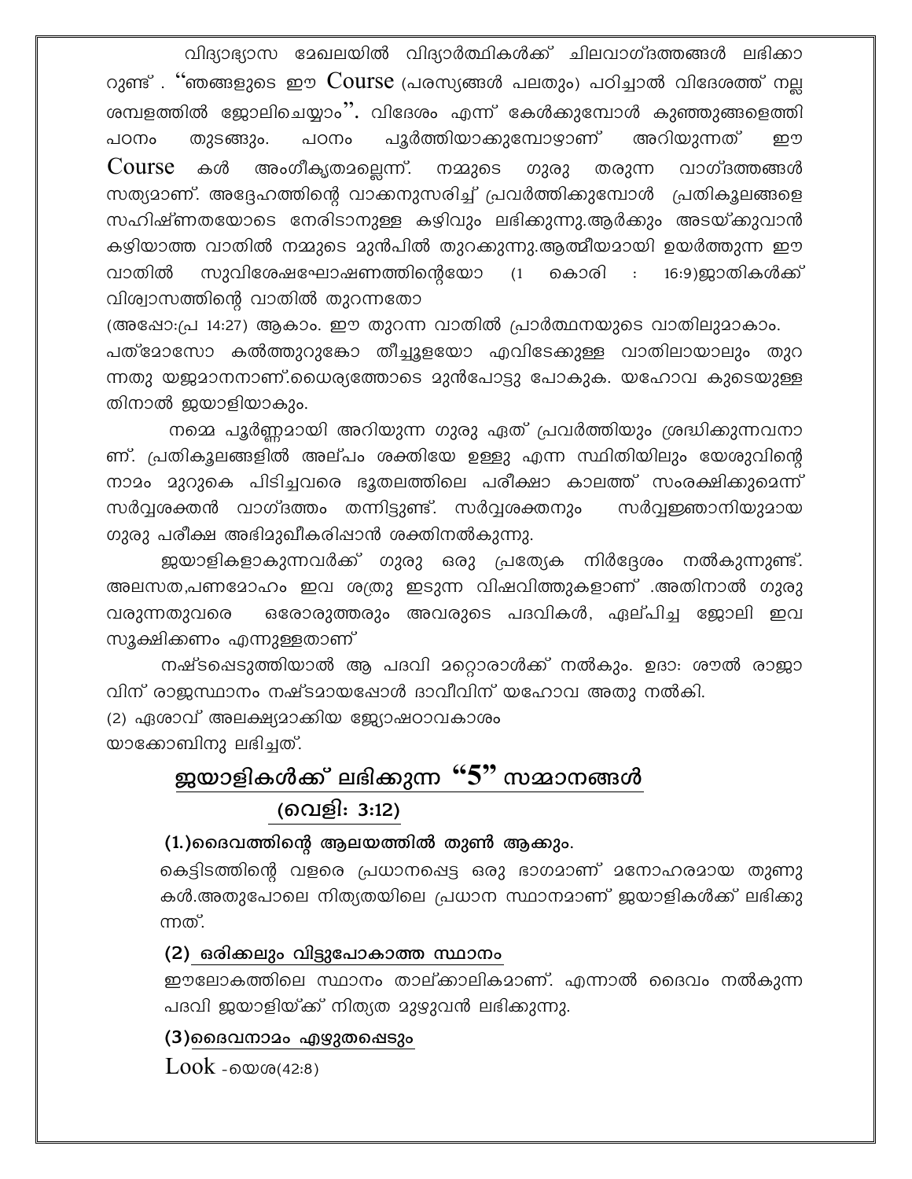വിദ്യാഭ്യാസ മേഖലയിൽ വിദ്യാർത്ഥികൾക്ക് ചിലവാഗ്ദത്തങ്ങൾ ലഭിക്കാറുണ്ട് . "ഞങ്ങളുടെ ഈ Course (പരസ്യങ്ങൾ പലതും) പഠിച്ചാൽ വിദേശത്ത് നല്ല ശമ്പളത്തിൽ ജോലിചെയ്യാം". വിദേശം എന്ന് കേൾക്കുമ്പോൾ കുഞ്ഞുങ്ങളെത്തി പഠനം തുടങ്ങും. പഠനം പൂർത്തിയാക്കുമ്പോഴാണ് അറിയുന്നത് ഈ Course കൾ അംഗീകൃതമല്ലെന്ന്. നമ്മുടെ ഗുരു തരുന്ന വാഗ്ദത്തങ്ങൾ സത്യമാണ്. അദ്ദേഹത്തിന്റെ വാക്കനുസരിച്ച് പ്രവർത്തിക്കുമ്പോൾ പ്രതികൂലങ്ങളെ സഹിഷ്ണതയോടെ നേരിടാനുള്ള കഴിവും ലഭിക്കുന്നു.ആർക്കും അടയ്ക്കുവാൻ കഴിയാത്ത വാതിൽ നമ്മുടെ മുൻപിൽ തുറക്കുന്നു.ആത്മീയമായി ഉയർത്തുന്ന ഈ വാതിൽ സുവിശേഷഘോഷണത്തിന്റെയോ (1 കൊരി : 16:9)ജാതികൾക്ക് വിശ്വാസത്തിന്റെ വാതിൽ തുറന്നതോ

(അപ്പോ:പ്ര 14:27) ആകാം. ഈ തുറന്ന വാതിൽ പ്രാർത്ഥനയുടെ വാതിലുമാകാം.

പത്മോസോ കൽത്തുറുങ്കോ തീച്ചൂളയോ എവിടേക്കുള്ള വാതിലായാലും തുറന്നതു യജമാനനാണ്.ധൈര്യത്തോടെ മുൻപോട്ടു പോകുക. യഹോവ കൂടെയുള്ളതിനാൽ ജയാളിയാകും.

നമ്മെ പൂർണ്ണമായി അറിയുന്ന ഗുരു ഏത് പ്രവർത്തിയും ശ്രദ്ധിക്കുന്നവനാണ്. പ്രതികൂലങ്ങളിൽ അല്പം ശക്തിയേ ഉള്ളു എന്ന സ്ഥിതിയിലും യേശുവിന്റെ നാമം മുറുകെ പിടിച്ചവരെ ഭൂതലത്തിലെ പരീക്ഷാ കാലത്ത് സംരക്ഷിക്കുമെന്ന് സർവ്വശക്തൻ വാഗ്ദത്തം തന്നിട്ടുണ്ട്. സർവ്വശക്തനും സർവ്വജ്ഞാനിയുമായ ഗുരു പരീക്ഷ അഭിമുഖീകരിപ്പാൻ ശക്തിനൽകുന്നു.

ജയാളികളാകുന്നവർക്ക് ഗുരു ഒരു പ്രത്യേക നിർദ്ദേശം നൽകുന്നുണ്ട്. അലസത,പണമോഹം ഇവ ശത്രു ഇടുന്ന വിഷവിത്തുകളാണ് .അതിനാൽ ഗുരു വരുന്നതുവരെ ഒരോരുത്തരും അവരുടെ പദവികൾ, ഏല്പിച്ച ജോലി ഇവ സൂക്ഷിക്കണം എന്നുള്ളതാണ്

നഷ്ടപ്പെടുത്തിയാൽ ആ പദവി മറ്റൊരാൾക്ക് നൽകും. ഉദാ: ശൗൽ രാജാവിന് രാജസ്ഥാനം നഷ്ടമായപ്പോൾ ദാവീവിന് യഹോവ അതു നൽകി.

(2) ഏശാവ് അലക്ഷ്യമാക്കിയ ജ്യേഷഠാവകാശം
യാക്കോബിനു ലഭിച്ചത്.

## ജയാളികൾക്ക് ലഭിക്കുന്ന "5" സമ്മാനങ്ങൾ

### (വെളി: 3:12)

**(1.)ദൈവത്തിന്റെ ആലയത്തിൽ തുൺ ആക്കും.**

കെട്ടിടത്തിന്റെ വളരെ പ്രധാനപ്പെട്ട ഒരു ഭാഗമാണ് മനോഹരമായ തുണുകൾ.അതുപോലെ നിത്യതയിലെ പ്രധാന സ്ഥാനമാണ് ജയാളികൾക്ക് ലഭിക്കുന്നത്.

**(2) ഒരിക്കലും വിട്ടുപോകാത്ത സ്ഥാനം**

ഈലോകത്തിലെ സ്ഥാനം താല്ക്കാലികമാണ്. എന്നാൽ ദൈവം നൽകുന്ന പദവി ജയാളിയ്ക്ക് നിത്യത മുഴുവൻ ലഭിക്കുന്നു.

**(3)ദൈവനാമം എഴുതപ്പെടും**

Look -യെശ(42:8)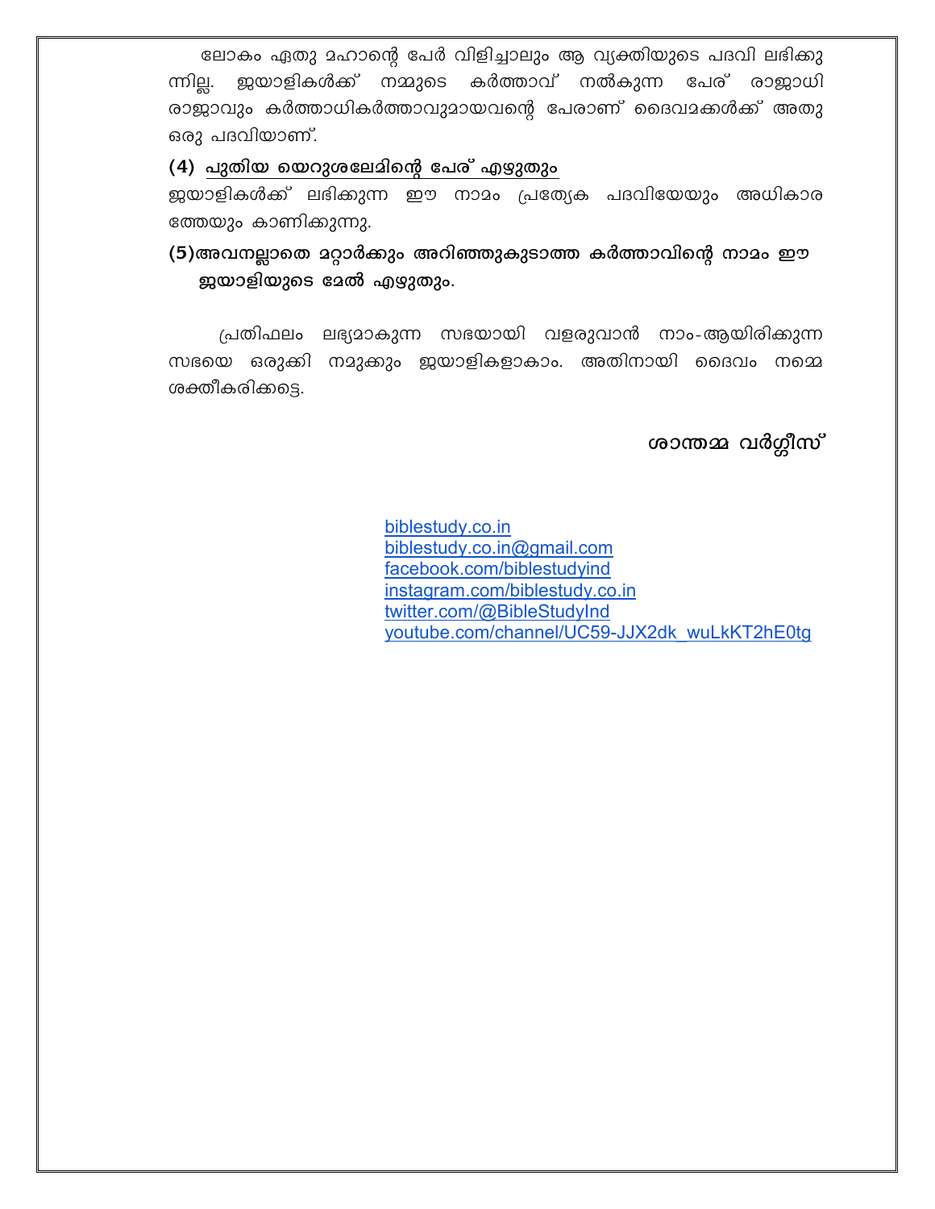ലോകം ഏതു മഹാന്റെ പേർ വിളിച്ചാലും ആ വ്യക്തിയുടെ പദവി ലഭിക്കുന്നില്ല. ജയാളികൾക്ക് നമ്മുടെ കർത്താവ് നൽകുന്ന പേര് രാജാധിരാജാവും കർത്താധികർത്താവുമായവന്റെ പേരാണ് ദൈവമക്കൾക്ക് അതു ഒരു പദവിയാണ്.

**(4) <u>പുതിയ യെറുശലേമിന്റെ പേര് എഴുതും</u>**

ജയാളികൾക്ക് ലഭിക്കുന്ന ഈ നാമം പ്രത്യേക പദവിയേയും അധികാരത്തേയും കാണിക്കുന്നു.

**(5)അവനല്ലാതെ മറ്റാർക്കും അറിഞ്ഞുകുടാത്ത കർത്താവിന്റെ നാമം ഈ ജയാളിയുടെ മേൽ എഴുതും.**

പ്രതിഫലം ലഭ്യമാകുന്ന സഭയായി വളരുവാൻ നാം-ആയിരിക്കുന്ന സഭയെ ഒരുക്കി നമുക്കും ജയാളികളാകാം. അതിനായി ദൈവം നമ്മെ ശക്തീകരിക്കട്ടെ.

**ശാന്തമ്മ വർഗ്ഗീസ്**

biblestudy.co.in
biblestudy.co.in@gmail.com
facebook.com/biblestudyind
instagram.com/biblestudy.co.in
twitter.com/@BibleStudyInd
youtube.com/channel/UC59-JJX2dk_wuLkKT2hE0tg